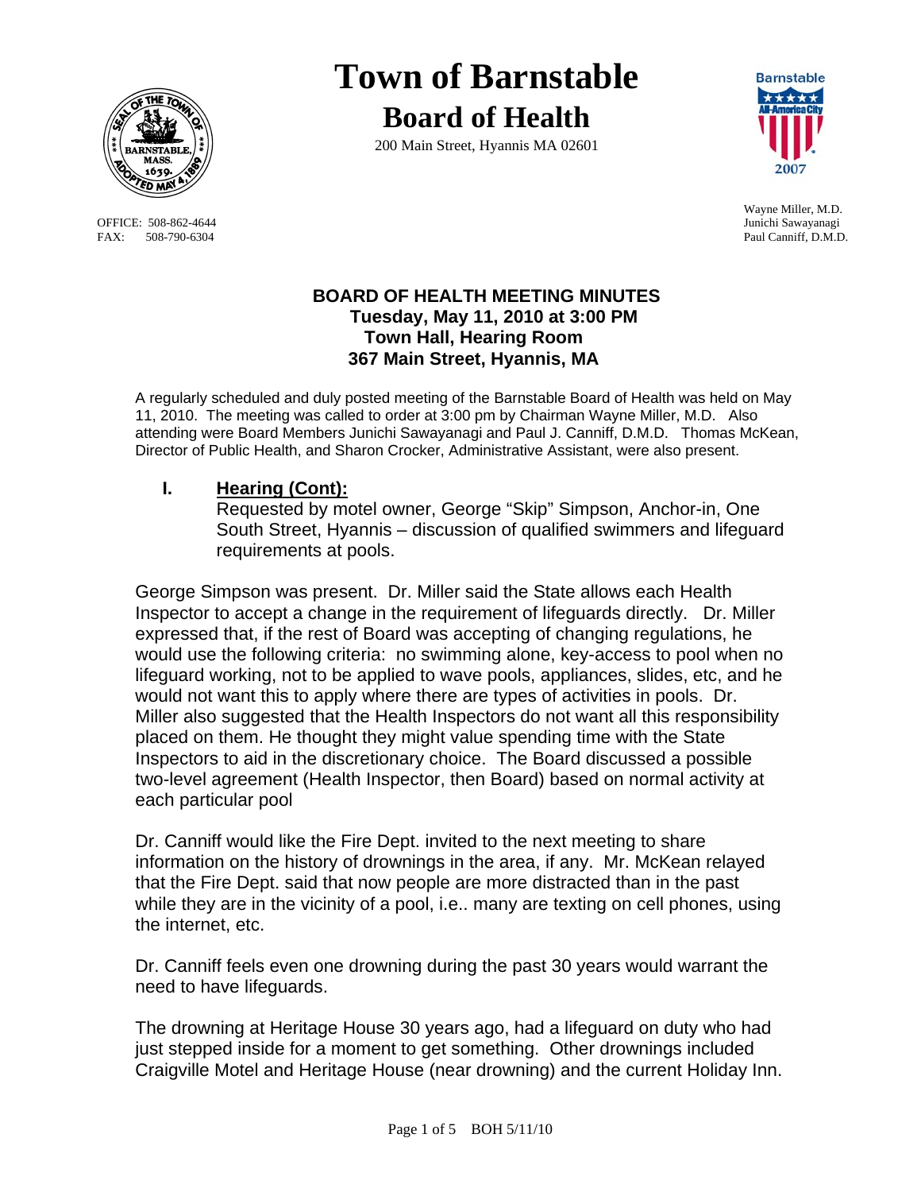# Town of Barnstable

## Board of Health

200 Main Street, Hyannis MA 02601

OFFICE: 508-862-4644
FAX: 508-790-6304

Wayne Miller, M.D.
Junichi Sawayanagi
Paul Canniff, D.M.D.

### BOARD OF HEALTH MEETING MINUTES
**Tuesday, May 11, 2010 at 3:00 PM**
**Town Hall, Hearing Room**
**367 Main Street, Hyannis, MA**

A regularly scheduled and duly posted meeting of the Barnstable Board of Health was held on May 11, 2010. The meeting was called to order at 3:00 pm by Chairman Wayne Miller, M.D. Also attending were Board Members Junichi Sawayanagi and Paul J. Canniff, D.M.D. Thomas McKean, Director of Public Health, and Sharon Crocker, Administrative Assistant, were also present.

**I. Hearing (Cont):**

Requested by motel owner, George "Skip" Simpson, Anchor-in, One South Street, Hyannis – discussion of qualified swimmers and lifeguard requirements at pools.

George Simpson was present. Dr. Miller said the State allows each Health Inspector to accept a change in the requirement of lifeguards directly. Dr. Miller expressed that, if the rest of Board was accepting of changing regulations, he would use the following criteria: no swimming alone, key-access to pool when no lifeguard working, not to be applied to wave pools, appliances, slides, etc, and he would not want this to apply where there are types of activities in pools. Dr. Miller also suggested that the Health Inspectors do not want all this responsibility placed on them. He thought they might value spending time with the State Inspectors to aid in the discretionary choice. The Board discussed a possible two-level agreement (Health Inspector, then Board) based on normal activity at each particular pool

Dr. Canniff would like the Fire Dept. invited to the next meeting to share information on the history of drownings in the area, if any. Mr. McKean relayed that the Fire Dept. said that now people are more distracted than in the past while they are in the vicinity of a pool, i.e.. many are texting on cell phones, using the internet, etc.

Dr. Canniff feels even one drowning during the past 30 years would warrant the need to have lifeguards.

The drowning at Heritage House 30 years ago, had a lifeguard on duty who had just stepped inside for a moment to get something. Other drownings included Craigville Motel and Heritage House (near drowning) and the current Holiday Inn.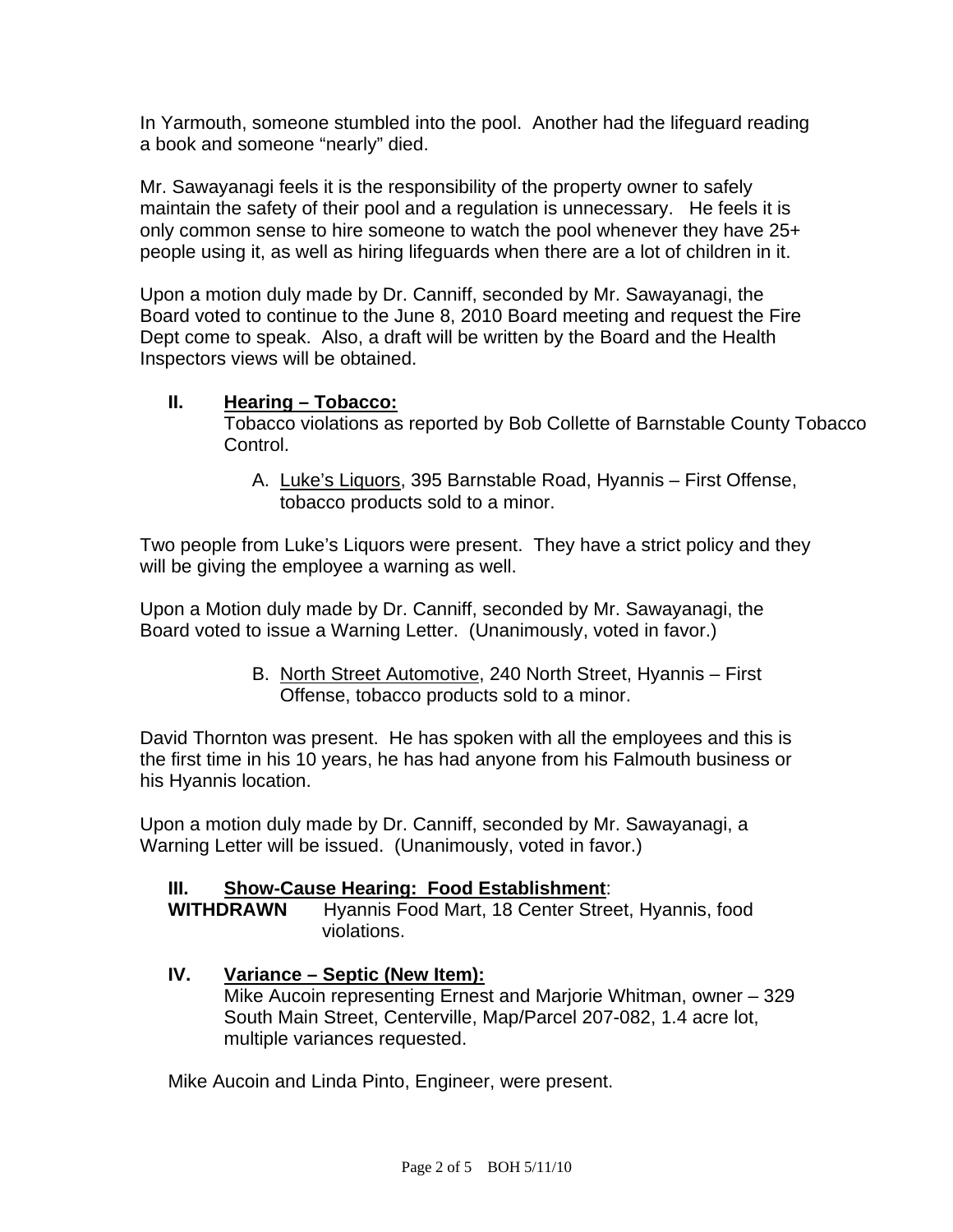In Yarmouth, someone stumbled into the pool. Another had the lifeguard reading a book and someone "nearly" died.

Mr. Sawayanagi feels it is the responsibility of the property owner to safely maintain the safety of their pool and a regulation is unnecessary. He feels it is only common sense to hire someone to watch the pool whenever they have 25+ people using it, as well as hiring lifeguards when there are a lot of children in it.

Upon a motion duly made by Dr. Canniff, seconded by Mr. Sawayanagi, the Board voted to continue to the June 8, 2010 Board meeting and request the Fire Dept come to speak. Also, a draft will be written by the Board and the Health Inspectors views will be obtained.

## II. Hearing – Tobacco:

Tobacco violations as reported by Bob Collette of Barnstable County Tobacco Control.

A. Luke's Liquors, 395 Barnstable Road, Hyannis – First Offense, tobacco products sold to a minor.

Two people from Luke's Liquors were present. They have a strict policy and they will be giving the employee a warning as well.

Upon a Motion duly made by Dr. Canniff, seconded by Mr. Sawayanagi, the Board voted to issue a Warning Letter. (Unanimously, voted in favor.)

B. North Street Automotive, 240 North Street, Hyannis – First Offense, tobacco products sold to a minor.

David Thornton was present. He has spoken with all the employees and this is the first time in his 10 years, he has had anyone from his Falmouth business or his Hyannis location.

Upon a motion duly made by Dr. Canniff, seconded by Mr. Sawayanagi, a Warning Letter will be issued. (Unanimously, voted in favor.)

## III. Show-Cause Hearing: Food Establishment:

**WITHDRAWN** Hyannis Food Mart, 18 Center Street, Hyannis, food violations.

## IV. Variance – Septic (New Item):

Mike Aucoin representing Ernest and Marjorie Whitman, owner – 329 South Main Street, Centerville, Map/Parcel 207-082, 1.4 acre lot, multiple variances requested.

Mike Aucoin and Linda Pinto, Engineer, were present.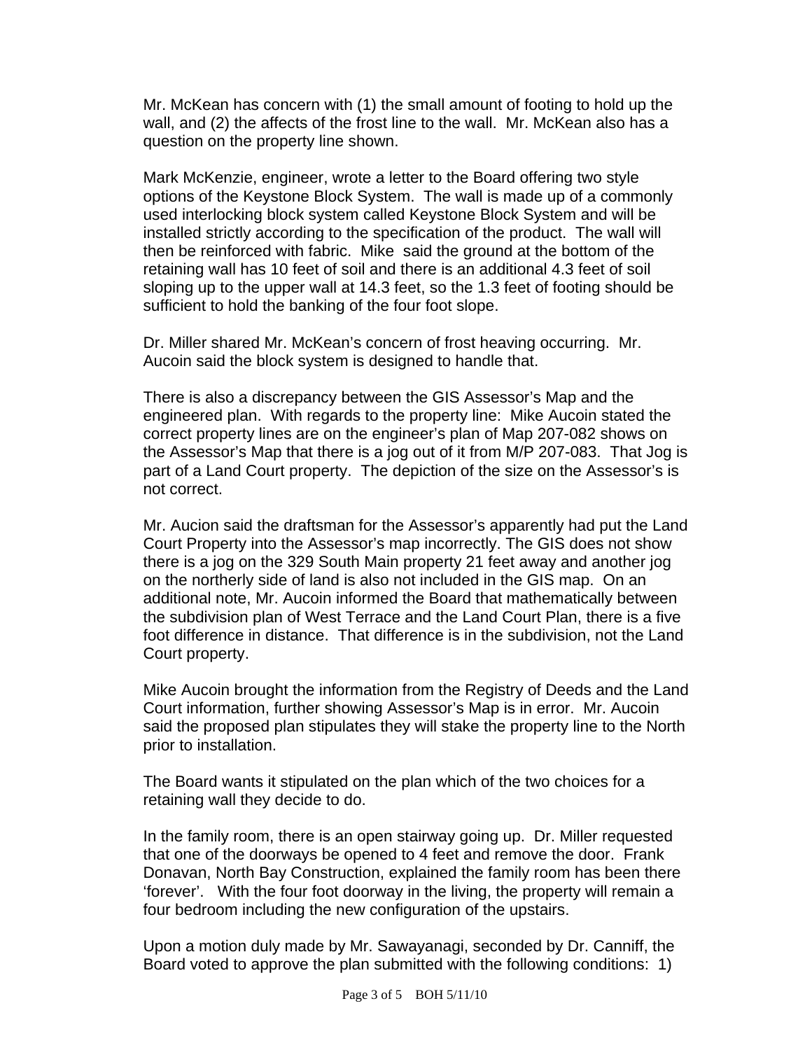Mr. McKean has concern with (1) the small amount of footing to hold up the wall, and (2) the affects of the frost line to the wall. Mr. McKean also has a question on the property line shown.

Mark McKenzie, engineer, wrote a letter to the Board offering two style options of the Keystone Block System. The wall is made up of a commonly used interlocking block system called Keystone Block System and will be installed strictly according to the specification of the product. The wall will then be reinforced with fabric. Mike said the ground at the bottom of the retaining wall has 10 feet of soil and there is an additional 4.3 feet of soil sloping up to the upper wall at 14.3 feet, so the 1.3 feet of footing should be sufficient to hold the banking of the four foot slope.

Dr. Miller shared Mr. McKean's concern of frost heaving occurring. Mr. Aucoin said the block system is designed to handle that.

There is also a discrepancy between the GIS Assessor's Map and the engineered plan. With regards to the property line: Mike Aucoin stated the correct property lines are on the engineer's plan of Map 207-082 shows on the Assessor's Map that there is a jog out of it from M/P 207-083. That Jog is part of a Land Court property. The depiction of the size on the Assessor's is not correct.

Mr. Aucion said the draftsman for the Assessor's apparently had put the Land Court Property into the Assessor's map incorrectly. The GIS does not show there is a jog on the 329 South Main property 21 feet away and another jog on the northerly side of land is also not included in the GIS map. On an additional note, Mr. Aucoin informed the Board that mathematically between the subdivision plan of West Terrace and the Land Court Plan, there is a five foot difference in distance. That difference is in the subdivision, not the Land Court property.

Mike Aucoin brought the information from the Registry of Deeds and the Land Court information, further showing Assessor's Map is in error. Mr. Aucoin said the proposed plan stipulates they will stake the property line to the North prior to installation.

The Board wants it stipulated on the plan which of the two choices for a retaining wall they decide to do.

In the family room, there is an open stairway going up. Dr. Miller requested that one of the doorways be opened to 4 feet and remove the door. Frank Donavan, North Bay Construction, explained the family room has been there 'forever'. With the four foot doorway in the living, the property will remain a four bedroom including the new configuration of the upstairs.

Upon a motion duly made by Mr. Sawayanagi, seconded by Dr. Canniff, the Board voted to approve the plan submitted with the following conditions: 1)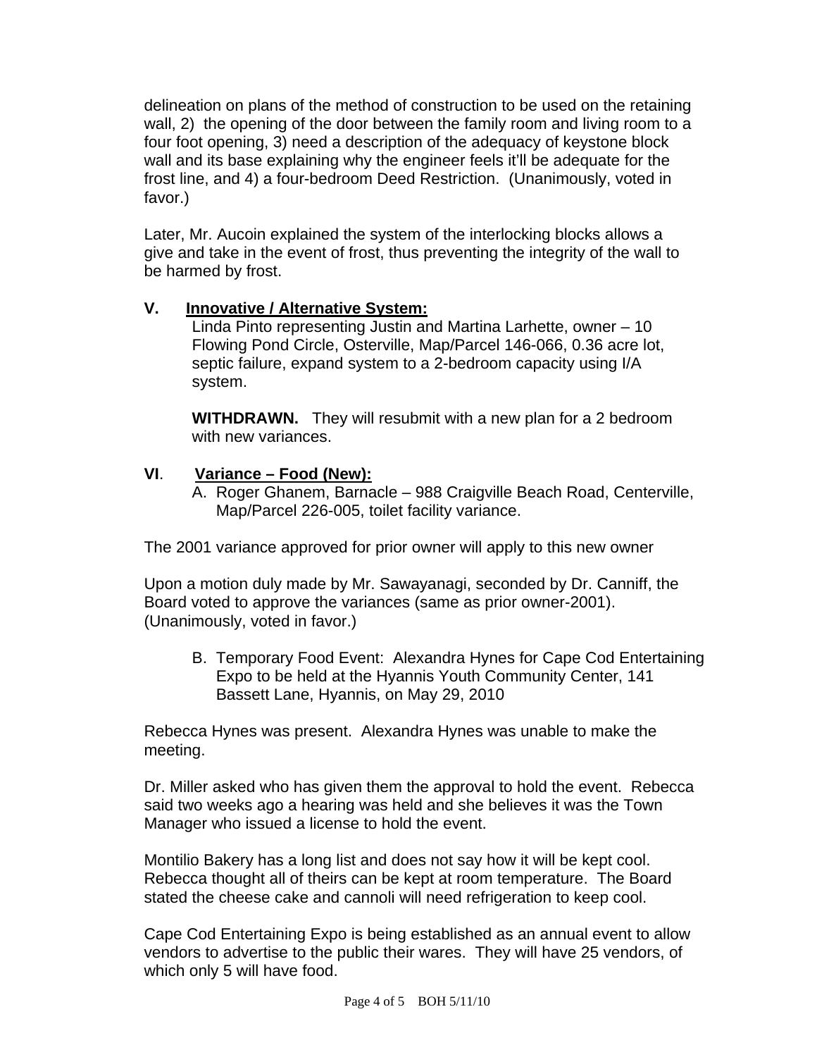delineation on plans of the method of construction to be used on the retaining wall, 2) the opening of the door between the family room and living room to a four foot opening, 3) need a description of the adequacy of keystone block wall and its base explaining why the engineer feels it'll be adequate for the frost line, and 4) a four-bedroom Deed Restriction. (Unanimously, voted in favor.)

Later, Mr. Aucoin explained the system of the interlocking blocks allows a give and take in the event of frost, thus preventing the integrity of the wall to be harmed by frost.

**V. Innovative / Alternative System:**

Linda Pinto representing Justin and Martina Larhette, owner – 10 Flowing Pond Circle, Osterville, Map/Parcel 146-066, 0.36 acre lot, septic failure, expand system to a 2-bedroom capacity using I/A system.

**WITHDRAWN.** They will resubmit with a new plan for a 2 bedroom with new variances.

**VI. Variance – Food (New):**

A. Roger Ghanem, Barnacle – 988 Craigville Beach Road, Centerville, Map/Parcel 226-005, toilet facility variance.

The 2001 variance approved for prior owner will apply to this new owner

Upon a motion duly made by Mr. Sawayanagi, seconded by Dr. Canniff, the Board voted to approve the variances (same as prior owner-2001). (Unanimously, voted in favor.)

B. Temporary Food Event: Alexandra Hynes for Cape Cod Entertaining Expo to be held at the Hyannis Youth Community Center, 141 Bassett Lane, Hyannis, on May 29, 2010

Rebecca Hynes was present. Alexandra Hynes was unable to make the meeting.

Dr. Miller asked who has given them the approval to hold the event. Rebecca said two weeks ago a hearing was held and she believes it was the Town Manager who issued a license to hold the event.

Montilio Bakery has a long list and does not say how it will be kept cool. Rebecca thought all of theirs can be kept at room temperature. The Board stated the cheese cake and cannoli will need refrigeration to keep cool.

Cape Cod Entertaining Expo is being established as an annual event to allow vendors to advertise to the public their wares. They will have 25 vendors, of which only 5 will have food.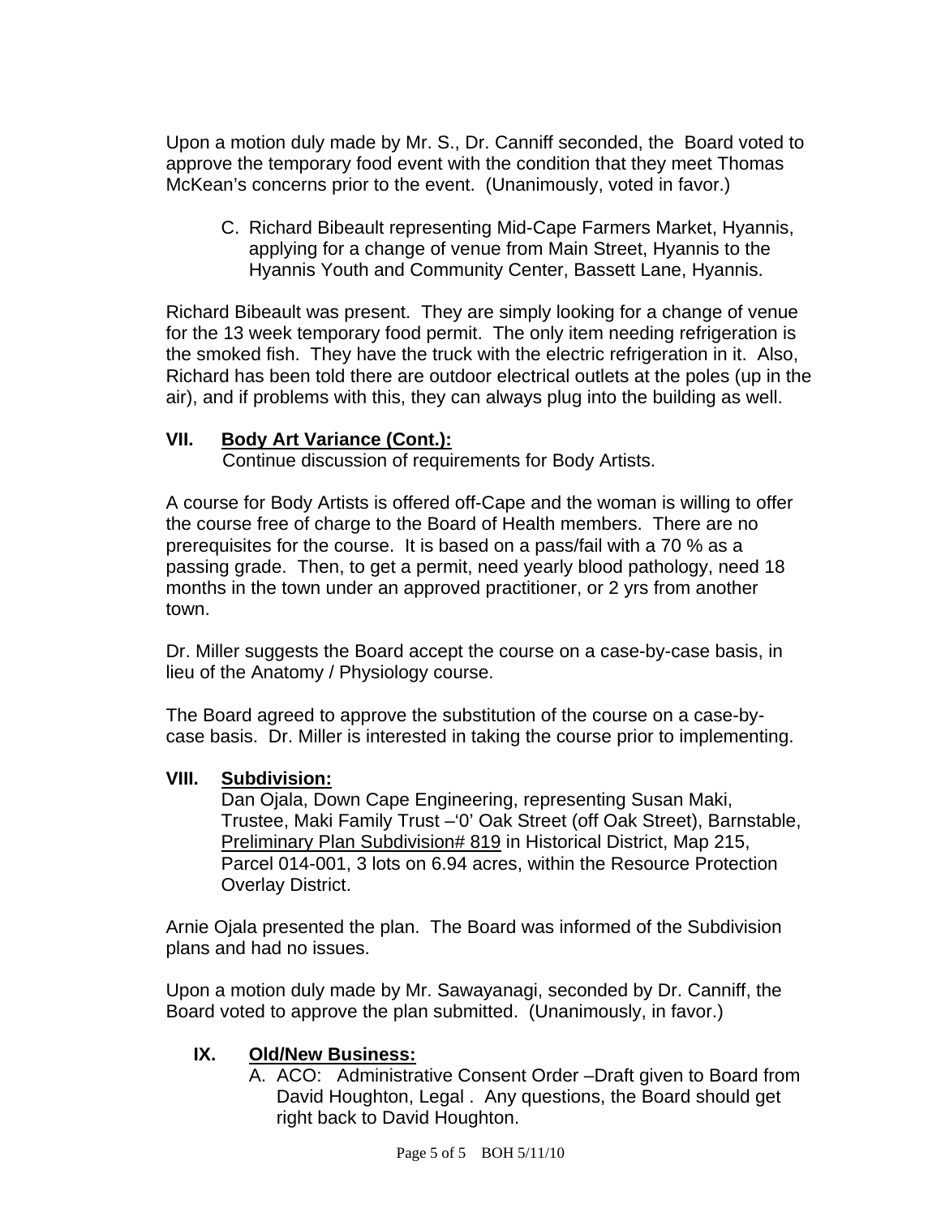Upon a motion duly made by Mr. S., Dr. Canniff seconded, the Board voted to approve the temporary food event with the condition that they meet Thomas McKean's concerns prior to the event. (Unanimously, voted in favor.)

C. Richard Bibeault representing Mid-Cape Farmers Market, Hyannis, applying for a change of venue from Main Street, Hyannis to the Hyannis Youth and Community Center, Bassett Lane, Hyannis.

Richard Bibeault was present. They are simply looking for a change of venue for the 13 week temporary food permit. The only item needing refrigeration is the smoked fish. They have the truck with the electric refrigeration in it. Also, Richard has been told there are outdoor electrical outlets at the poles (up in the air), and if problems with this, they can always plug into the building as well.

## VII. <u>Body Art Variance (Cont.):</u>

Continue discussion of requirements for Body Artists.

A course for Body Artists is offered off-Cape and the woman is willing to offer the course free of charge to the Board of Health members. There are no prerequisites for the course. It is based on a pass/fail with a 70 % as a passing grade. Then, to get a permit, need yearly blood pathology, need 18 months in the town under an approved practitioner, or 2 yrs from another town.

Dr. Miller suggests the Board accept the course on a case-by-case basis, in lieu of the Anatomy / Physiology course.

The Board agreed to approve the substitution of the course on a case-by-case basis. Dr. Miller is interested in taking the course prior to implementing.

## VIII. <u>Subdivision:</u>

Dan Ojala, Down Cape Engineering, representing Susan Maki, Trustee, Maki Family Trust –'0' Oak Street (off Oak Street), Barnstable, <u>Preliminary Plan Subdivision# 819</u> in Historical District, Map 215, Parcel 014-001, 3 lots on 6.94 acres, within the Resource Protection Overlay District.

Arnie Ojala presented the plan. The Board was informed of the Subdivision plans and had no issues.

Upon a motion duly made by Mr. Sawayanagi, seconded by Dr. Canniff, the Board voted to approve the plan submitted. (Unanimously, in favor.)

## IX. <u>Old/New Business:</u>

A. ACO: Administrative Consent Order –Draft given to Board from David Houghton, Legal . Any questions, the Board should get right back to David Houghton.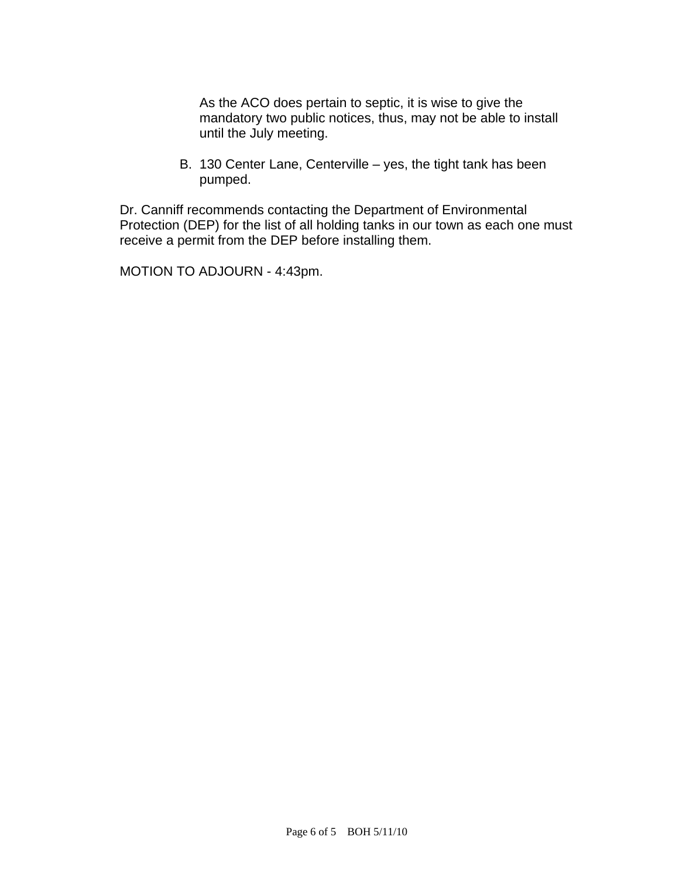As the ACO does pertain to septic, it is wise to give the mandatory two public notices, thus, may not be able to install until the July meeting.

B. 130 Center Lane, Centerville – yes, the tight tank has been pumped.

Dr. Canniff recommends contacting the Department of Environmental Protection (DEP) for the list of all holding tanks in our town as each one must receive a permit from the DEP before installing them.

MOTION TO ADJOURN - 4:43pm.